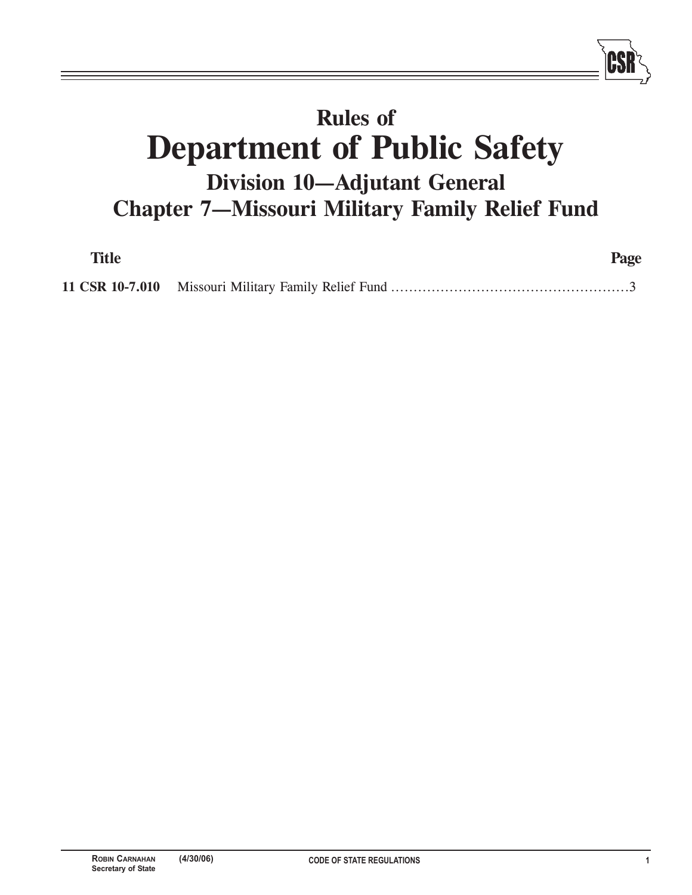# Rules of
# Department of Public Safety
## Division 10—Adjutant General
## Chapter 7—Missouri Military Family Relief Fund

| Title | | Page |
|---|---|---|
| **11 CSR 10-7.010** | Missouri Military Family Relief Fund | 3 |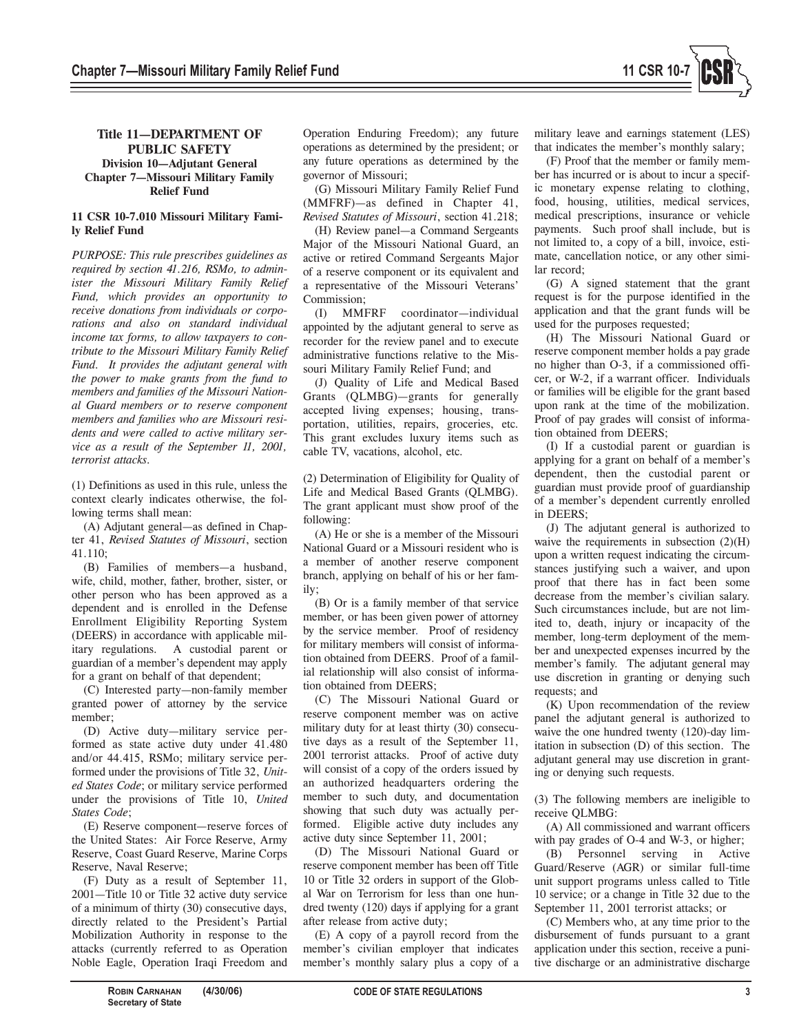# Title 11—DEPARTMENT OF PUBLIC SAFETY
## Division 10—Adjutant General
## Chapter 7—Missouri Military Family Relief Fund

### 11 CSR 10-7.010 Missouri Military Family Relief Fund

*PURPOSE: This rule prescribes guidelines as required by section 41.216, RSMo, to administer the Missouri Military Family Relief Fund, which provides an opportunity to receive donations from individuals or corporations and also on standard individual income tax forms, to allow taxpayers to contribute to the Missouri Military Family Relief Fund. It provides the adjutant general with the power to make grants from the fund to members and families of the Missouri National Guard members or to reserve component members and families who are Missouri residents and were called to active military service as a result of the September 11, 2001, terrorist attacks.*

(1) Definitions as used in this rule, unless the context clearly indicates otherwise, the following terms shall mean:

(A) Adjutant general—as defined in Chapter 41, *Revised Statutes of Missouri*, section 41.110;

(B) Families of members—a husband, wife, child, mother, father, brother, sister, or other person who has been approved as a dependent and is enrolled in the Defense Enrollment Eligibility Reporting System (DEERS) in accordance with applicable military regulations. A custodial parent or guardian of a member's dependent may apply for a grant on behalf of that dependent;

(C) Interested party—non-family member granted power of attorney by the service member;

(D) Active duty—military service performed as state active duty under 41.480 and/or 44.415, RSMo; military service performed under the provisions of Title 32, *United States Code*; or military service performed under the provisions of Title 10, *United States Code*;

(E) Reserve component—reserve forces of the United States: Air Force Reserve, Army Reserve, Coast Guard Reserve, Marine Corps Reserve, Naval Reserve;

(F) Duty as a result of September 11, 2001—Title 10 or Title 32 active duty service of a minimum of thirty (30) consecutive days, directly related to the President's Partial Mobilization Authority in response to the attacks (currently referred to as Operation Noble Eagle, Operation Iraqi Freedom and Operation Enduring Freedom); any future operations as determined by the president; or any future operations as determined by the governor of Missouri;

(G) Missouri Military Family Relief Fund (MMFRF)—as defined in Chapter 41, *Revised Statutes of Missouri*, section 41.218;

(H) Review panel—a Command Sergeants Major of the Missouri National Guard, an active or retired Command Sergeants Major of a reserve component or its equivalent and a representative of the Missouri Veterans' Commission;

(I) MMFRF coordinator—individual appointed by the adjutant general to serve as recorder for the review panel and to execute administrative functions relative to the Missouri Military Family Relief Fund; and

(J) Quality of Life and Medical Based Grants (QLMBG)—grants for generally accepted living expenses; housing, transportation, utilities, repairs, groceries, etc. This grant excludes luxury items such as cable TV, vacations, alcohol, etc.

(2) Determination of Eligibility for Quality of Life and Medical Based Grants (QLMBG). The grant applicant must show proof of the following:

(A) He or she is a member of the Missouri National Guard or a Missouri resident who is a member of another reserve component branch, applying on behalf of his or her family;

(B) Or is a family member of that service member, or has been given power of attorney by the service member. Proof of residency for military members will consist of information obtained from DEERS. Proof of a familial relationship will also consist of information obtained from DEERS;

(C) The Missouri National Guard or reserve component member was on active military duty for at least thirty (30) consecutive days as a result of the September 11, 2001 terrorist attacks. Proof of active duty will consist of a copy of the orders issued by an authorized headquarters ordering the member to such duty, and documentation showing that such duty was actually performed. Eligible active duty includes any active duty since September 11, 2001;

(D) The Missouri National Guard or reserve component member has been off Title 10 or Title 32 orders in support of the Global War on Terrorism for less than one hundred twenty (120) days if applying for a grant after release from active duty;

(E) A copy of a payroll record from the member's civilian employer that indicates member's monthly salary plus a copy of a military leave and earnings statement (LES) that indicates the member's monthly salary;

(F) Proof that the member or family member has incurred or is about to incur a specific monetary expense relating to clothing, food, housing, utilities, medical services, medical prescriptions, insurance or vehicle payments. Such proof shall include, but is not limited to, a copy of a bill, invoice, estimate, cancellation notice, or any other similar record;

(G) A signed statement that the grant request is for the purpose identified in the application and that the grant funds will be used for the purposes requested;

(H) The Missouri National Guard or reserve component member holds a pay grade no higher than O-3, if a commissioned officer, or W-2, if a warrant officer. Individuals or families will be eligible for the grant based upon rank at the time of the mobilization. Proof of pay grades will consist of information obtained from DEERS;

(I) If a custodial parent or guardian is applying for a grant on behalf of a member's dependent, then the custodial parent or guardian must provide proof of guardianship of a member's dependent currently enrolled in DEERS;

(J) The adjutant general is authorized to waive the requirements in subsection (2)(H) upon a written request indicating the circumstances justifying such a waiver, and upon proof that there has in fact been some decrease from the member's civilian salary. Such circumstances include, but are not limited to, death, injury or incapacity of the member, long-term deployment of the member and unexpected expenses incurred by the member's family. The adjutant general may use discretion in granting or denying such requests; and

(K) Upon recommendation of the review panel the adjutant general is authorized to waive the one hundred twenty (120)-day limitation in subsection (D) of this section. The adjutant general may use discretion in granting or denying such requests.

(3) The following members are ineligible to receive QLMBG:

(A) All commissioned and warrant officers with pay grades of O-4 and W-3, or higher;

(B) Personnel serving in Active Guard/Reserve (AGR) or similar full-time unit support programs unless called to Title 10 service; or a change in Title 32 due to the September 11, 2001 terrorist attacks; or

(C) Members who, at any time prior to the disbursement of funds pursuant to a grant application under this section, receive a punitive discharge or an administrative discharge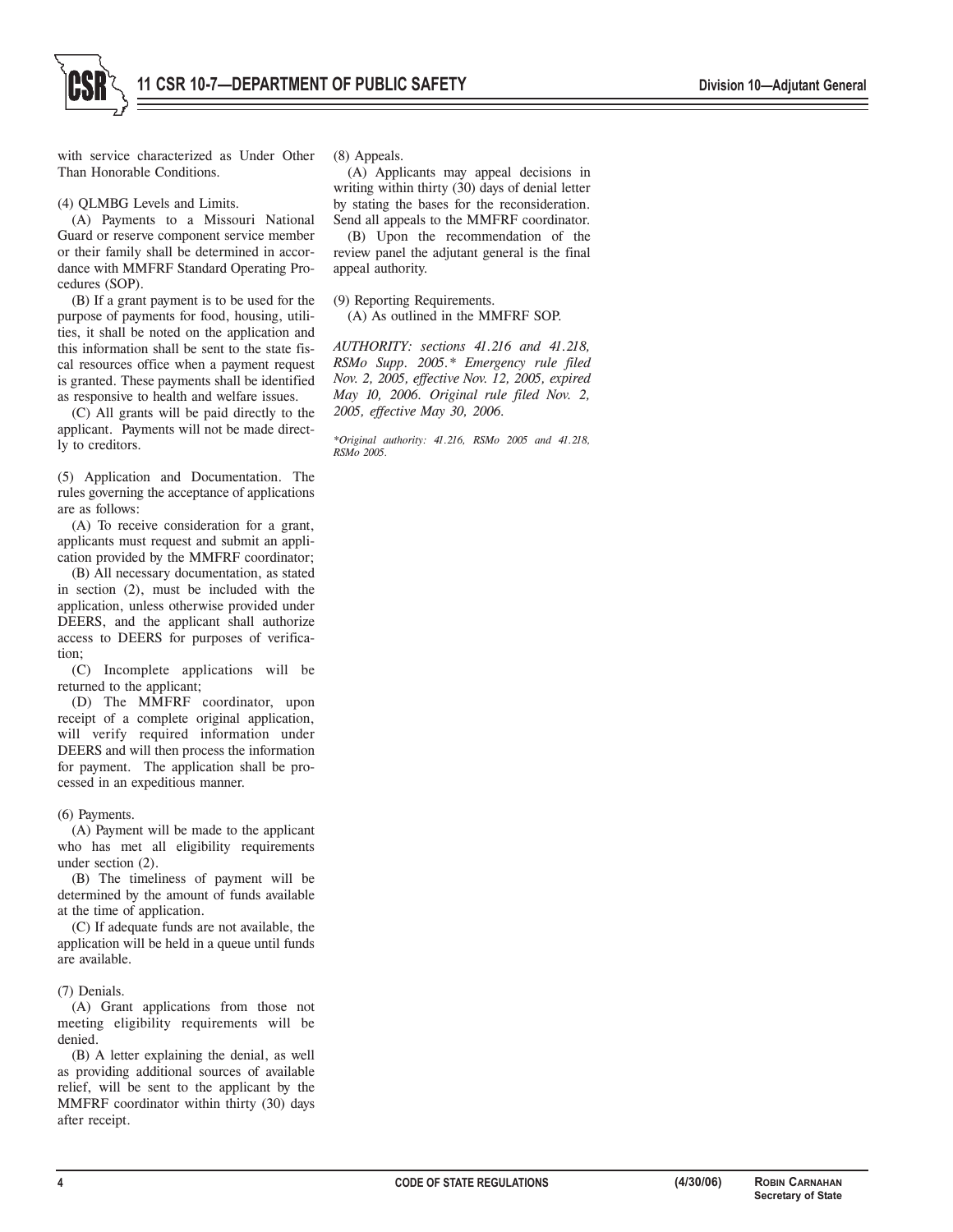with service characterized as Under Other Than Honorable Conditions.

(4) QLMBG Levels and Limits.

(A) Payments to a Missouri National Guard or reserve component service member or their family shall be determined in accordance with MMFRF Standard Operating Procedures (SOP).

(B) If a grant payment is to be used for the purpose of payments for food, housing, utilities, it shall be noted on the application and this information shall be sent to the state fiscal resources office when a payment request is granted. These payments shall be identified as responsive to health and welfare issues.

(C) All grants will be paid directly to the applicant. Payments will not be made directly to creditors.

(5) Application and Documentation. The rules governing the acceptance of applications are as follows:

(A) To receive consideration for a grant, applicants must request and submit an application provided by the MMFRF coordinator;

(B) All necessary documentation, as stated in section (2), must be included with the application, unless otherwise provided under DEERS, and the applicant shall authorize access to DEERS for purposes of verification;

(C) Incomplete applications will be returned to the applicant;

(D) The MMFRF coordinator, upon receipt of a complete original application, will verify required information under DEERS and will then process the information for payment. The application shall be processed in an expeditious manner.

(6) Payments.

(A) Payment will be made to the applicant who has met all eligibility requirements under section (2).

(B) The timeliness of payment will be determined by the amount of funds available at the time of application.

(C) If adequate funds are not available, the application will be held in a queue until funds are available.

(7) Denials.

(A) Grant applications from those not meeting eligibility requirements will be denied.

(B) A letter explaining the denial, as well as providing additional sources of available relief, will be sent to the applicant by the MMFRF coordinator within thirty (30) days after receipt.

(8) Appeals.

(A) Applicants may appeal decisions in writing within thirty (30) days of denial letter by stating the bases for the reconsideration. Send all appeals to the MMFRF coordinator.

(B) Upon the recommendation of the review panel the adjutant general is the final appeal authority.

(9) Reporting Requirements.

(A) As outlined in the MMFRF SOP.

*AUTHORITY: sections 41.216 and 41.218, RSMo Supp. 2005.* Emergency rule filed Nov. 2, 2005, effective Nov. 12, 2005, expired May 10, 2006. Original rule filed Nov. 2, 2005, effective May 30, 2006.*

*\*Original authority: 41.216, RSMo 2005 and 41.218, RSMo 2005.*